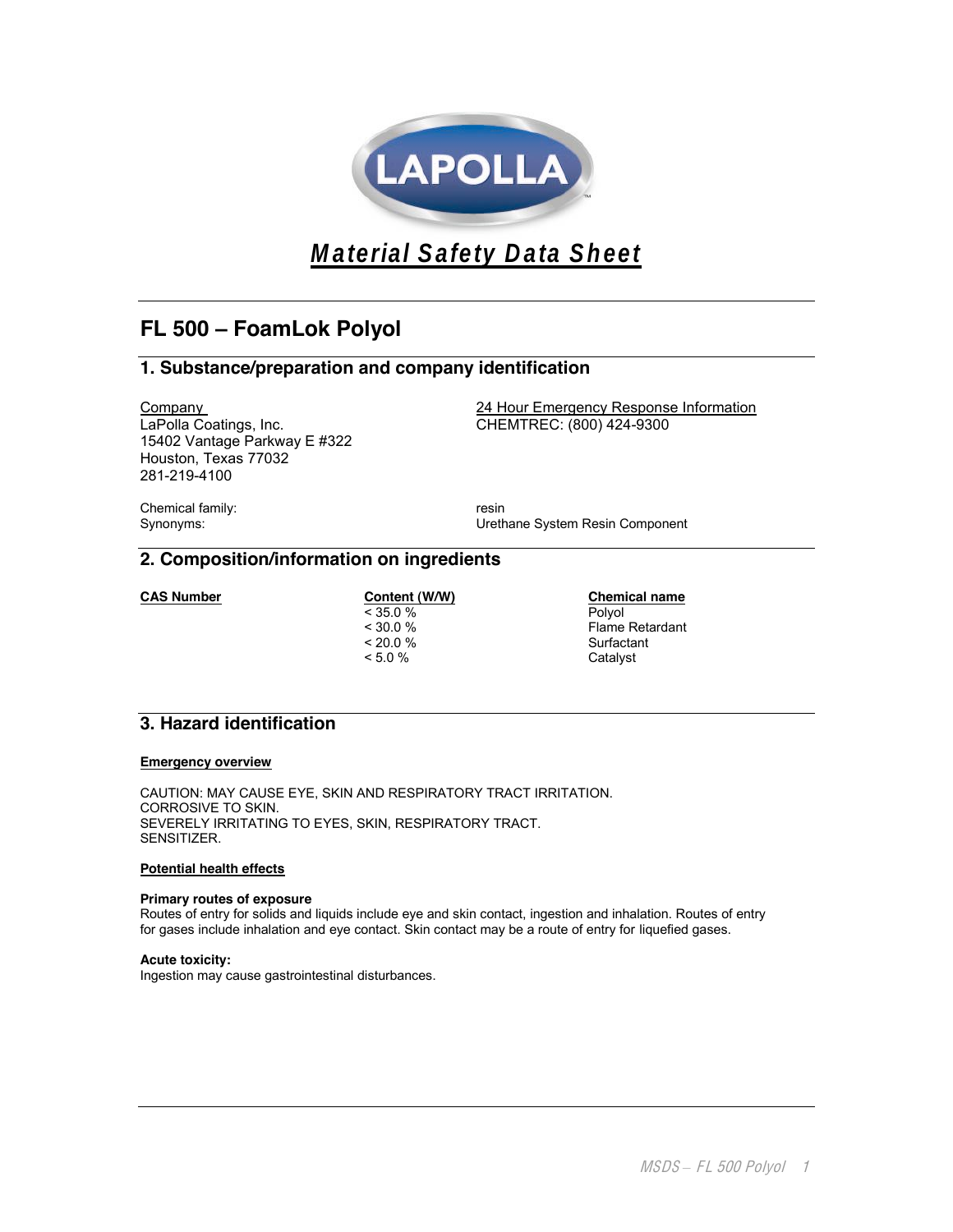LAPOLLA

# *Material Safety Data Sheet*

## FL 500 – FoamLok Polyol

## 1. Substance/preparation and company identification

Company
LaPolla Coatings, Inc.
15402 Vantage Parkway E #322
Houston, Texas 77032
281-219-4100

24 Hour Emergency Response Information
CHEMTREC: (800) 424-9300

Chemical family: resin
Synonyms: Urethane System Resin Component

## 2. Composition/information on ingredients

| CAS Number | Content (W/W) | Chemical name |
|---|---|---|
| | < 35.0 % | Polyol |
| | < 30.0 % | Flame Retardant |
| | < 20.0 % | Surfactant |
| | < 5.0 % | Catalyst |

## 3. Hazard identification

**Emergency overview**

CAUTION: MAY CAUSE EYE, SKIN AND RESPIRATORY TRACT IRRITATION.
CORROSIVE TO SKIN.
SEVERELY IRRITATING TO EYES, SKIN, RESPIRATORY TRACT.
SENSITIZER.

**Potential health effects**

**Primary routes of exposure**
Routes of entry for solids and liquids include eye and skin contact, ingestion and inhalation. Routes of entry for gases include inhalation and eye contact. Skin contact may be a route of entry for liquefied gases.

**Acute toxicity:**
Ingestion may cause gastrointestinal disturbances.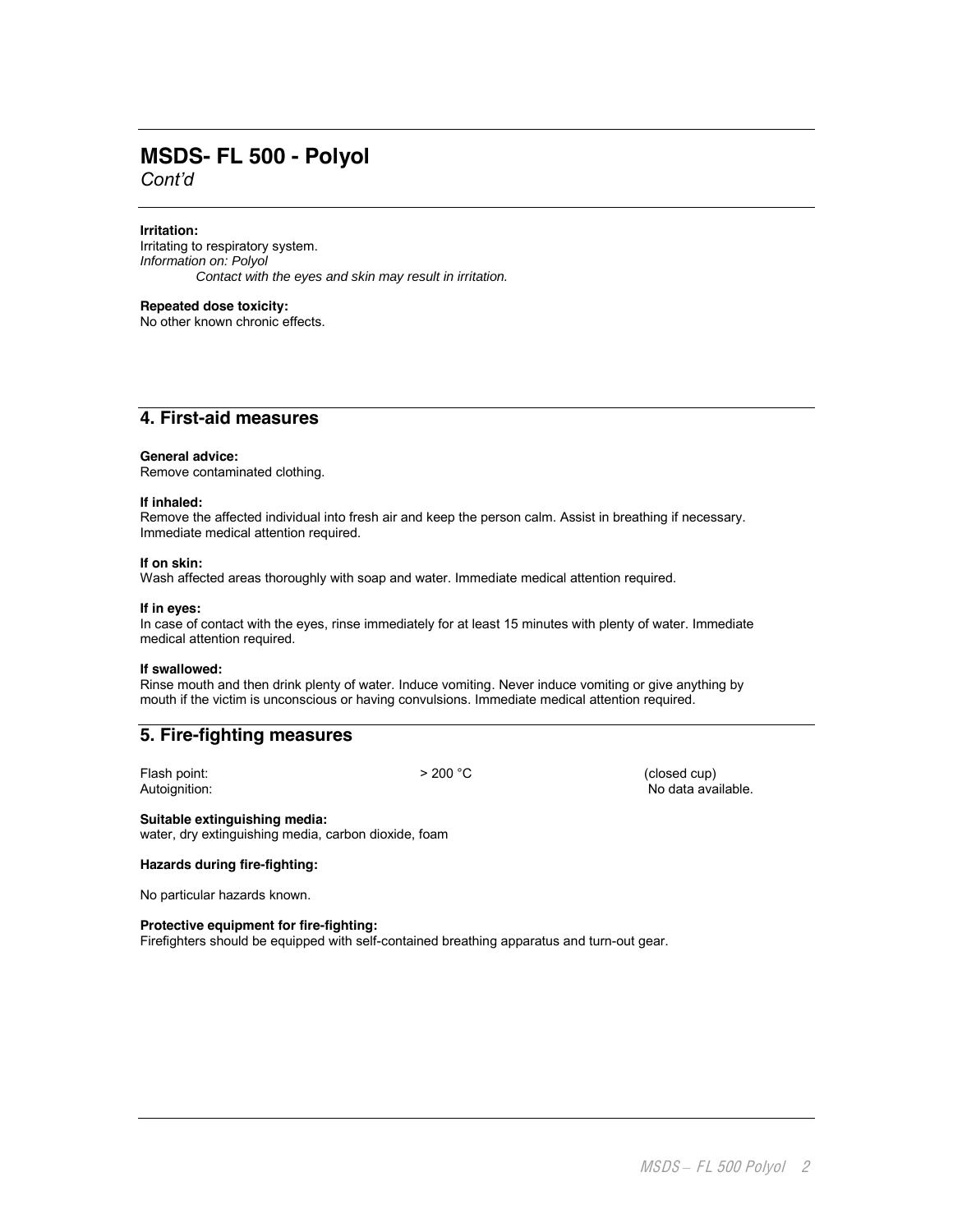# MSDS- FL 500 - Polyol

*Cont'd*

**Irritation:**
Irritating to respiratory system.
*Information on: Polyol*
*Contact with the eyes and skin may result in irritation.*

**Repeated dose toxicity:**
No other known chronic effects.

## 4. First-aid measures

**General advice:**
Remove contaminated clothing.

**If inhaled:**
Remove the affected individual into fresh air and keep the person calm. Assist in breathing if necessary. Immediate medical attention required.

**If on skin:**
Wash affected areas thoroughly with soap and water. Immediate medical attention required.

**If in eyes:**
In case of contact with the eyes, rinse immediately for at least 15 minutes with plenty of water. Immediate medical attention required.

**If swallowed:**
Rinse mouth and then drink plenty of water. Induce vomiting. Never induce vomiting or give anything by mouth if the victim is unconscious or having convulsions. Immediate medical attention required.

## 5. Fire-fighting measures

| | | |
|---|---|---|
| Flash point: | > 200 °C | (closed cup) |
| Autoignition: | | No data available. |

**Suitable extinguishing media:**
water, dry extinguishing media, carbon dioxide, foam

**Hazards during fire-fighting:**

No particular hazards known.

**Protective equipment for fire-fighting:**
Firefighters should be equipped with self-contained breathing apparatus and turn-out gear.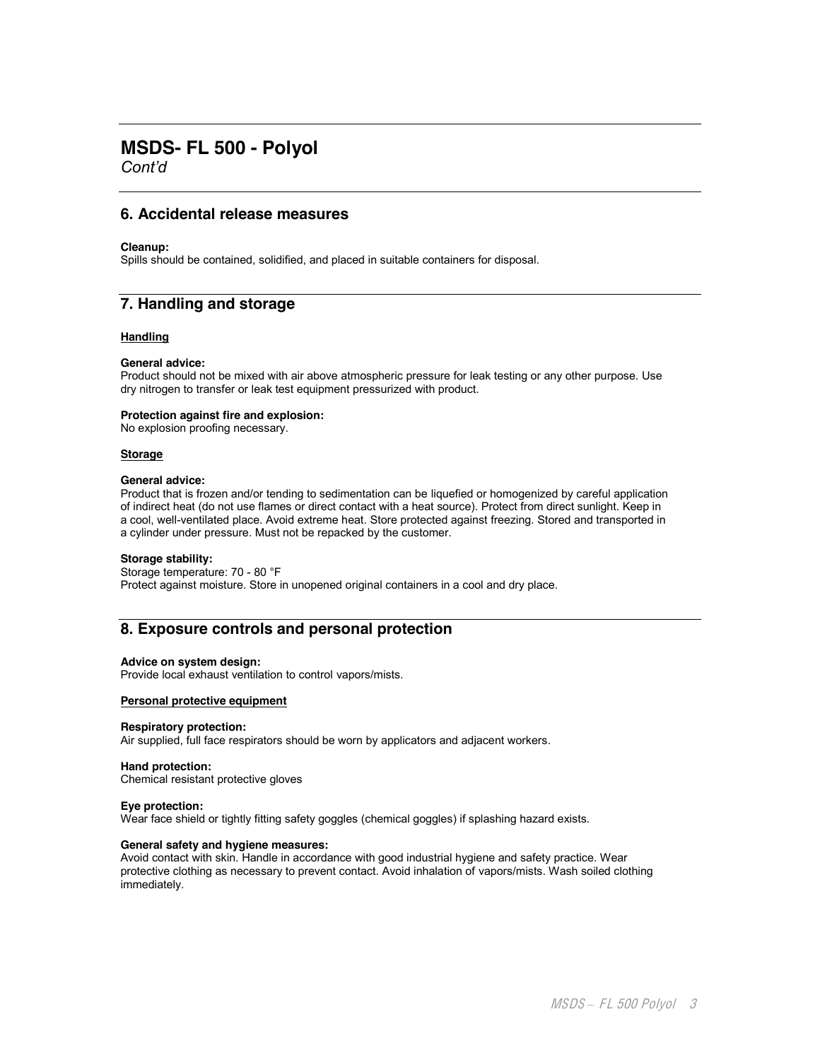# MSDS- FL 500 - Polyol

*Cont'd*

## 6. Accidental release measures

**Cleanup:**
Spills should be contained, solidified, and placed in suitable containers for disposal.

## 7. Handling and storage

**Handling**

**General advice:**
Product should not be mixed with air above atmospheric pressure for leak testing or any other purpose. Use dry nitrogen to transfer or leak test equipment pressurized with product.

**Protection against fire and explosion:**
No explosion proofing necessary.

**Storage**

**General advice:**
Product that is frozen and/or tending to sedimentation can be liquefied or homogenized by careful application of indirect heat (do not use flames or direct contact with a heat source). Protect from direct sunlight. Keep in a cool, well-ventilated place. Avoid extreme heat. Store protected against freezing. Stored and transported in a cylinder under pressure. Must not be repacked by the customer.

**Storage stability:**
Storage temperature: 70 - 80 °F
Protect against moisture. Store in unopened original containers in a cool and dry place.

## 8. Exposure controls and personal protection

**Advice on system design:**
Provide local exhaust ventilation to control vapors/mists.

**Personal protective equipment**

**Respiratory protection:**
Air supplied, full face respirators should be worn by applicators and adjacent workers.

**Hand protection:**
Chemical resistant protective gloves

**Eye protection:**
Wear face shield or tightly fitting safety goggles (chemical goggles) if splashing hazard exists.

**General safety and hygiene measures:**
Avoid contact with skin. Handle in accordance with good industrial hygiene and safety practice. Wear protective clothing as necessary to prevent contact. Avoid inhalation of vapors/mists. Wash soiled clothing immediately.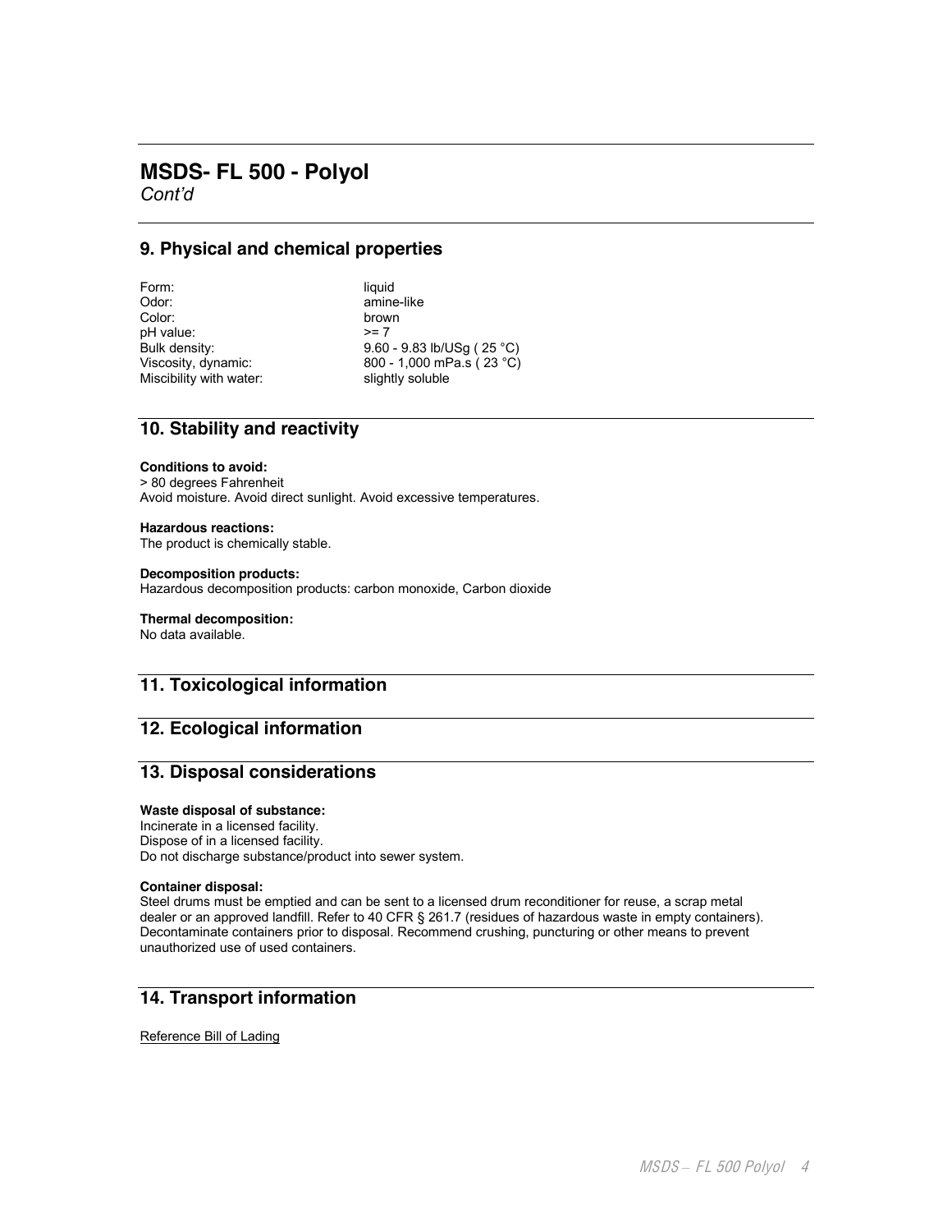# MSDS- FL 500 - Polyol

*Cont'd*

## 9. Physical and chemical properties

| | |
|---|---|
| Form: | liquid |
| Odor: | amine-like |
| Color: | brown |
| pH value: | >= 7 |
| Bulk density: | 9.60 - 9.83 lb/USg ( 25 °C) |
| Viscosity, dynamic: | 800 - 1,000 mPa.s ( 23 °C) |
| Miscibility with water: | slightly soluble |

## 10. Stability and reactivity

**Conditions to avoid:**
> 80 degrees Fahrenheit
Avoid moisture. Avoid direct sunlight. Avoid excessive temperatures.

**Hazardous reactions:**
The product is chemically stable.

**Decomposition products:**
Hazardous decomposition products: carbon monoxide, Carbon dioxide

**Thermal decomposition:**
No data available.

## 11. Toxicological information

## 12. Ecological information

## 13. Disposal considerations

**Waste disposal of substance:**
Incinerate in a licensed facility.
Dispose of in a licensed facility.
Do not discharge substance/product into sewer system.

**Container disposal:**
Steel drums must be emptied and can be sent to a licensed drum reconditioner for reuse, a scrap metal dealer or an approved landfill. Refer to 40 CFR § 261.7 (residues of hazardous waste in empty containers). Decontaminate containers prior to disposal. Recommend crushing, puncturing or other means to prevent unauthorized use of used containers.

## 14. Transport information

Reference Bill of Lading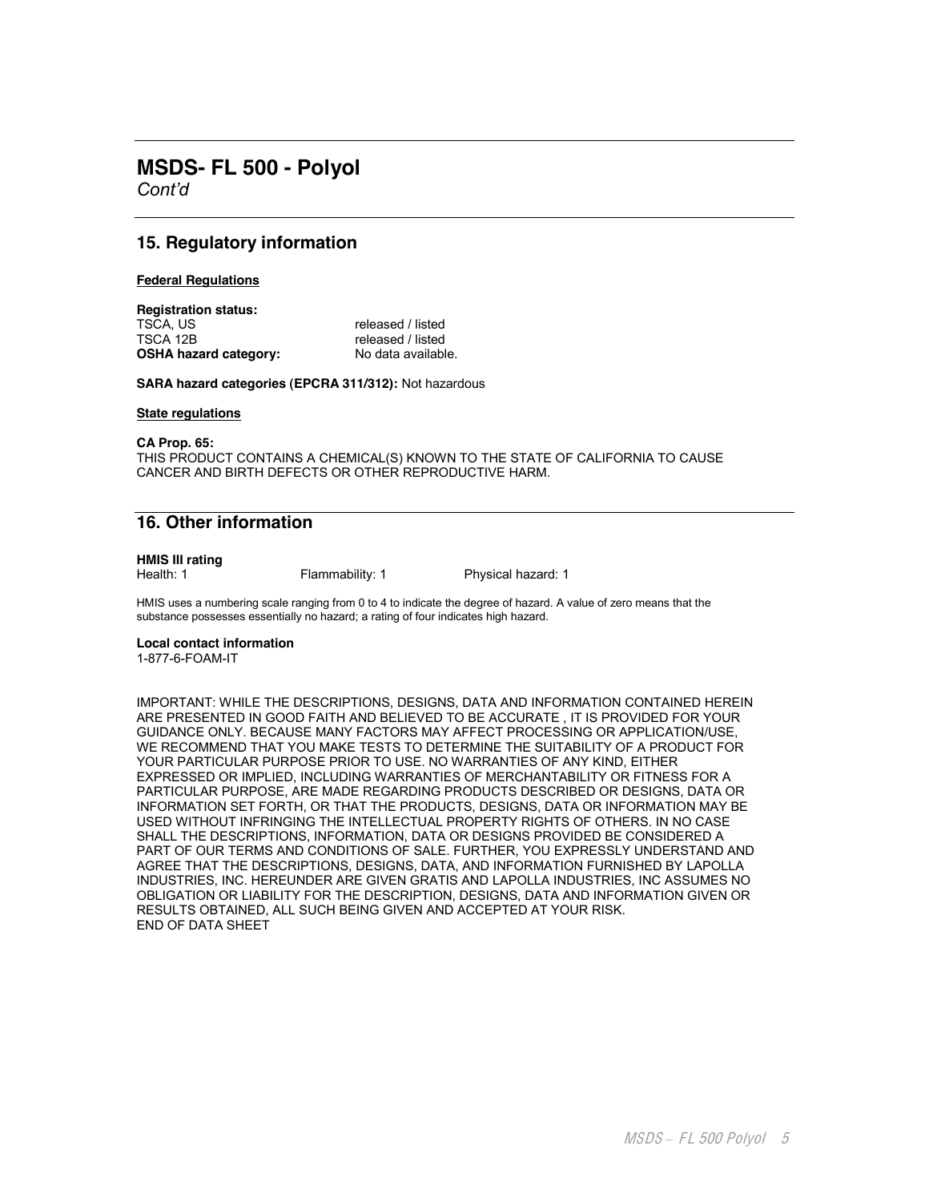# MSDS- FL 500 - Polyol

*Cont'd*

## 15. Regulatory information

**Federal Regulations**

**Registration status:**

| | |
|---|---|
| TSCA, US | released / listed |
| TSCA 12B | released / listed |
| **OSHA hazard category:** | No data available. |

**SARA hazard categories (EPCRA 311/312):** Not hazardous

**State regulations**

**CA Prop. 65:**
THIS PRODUCT CONTAINS A CHEMICAL(S) KNOWN TO THE STATE OF CALIFORNIA TO CAUSE CANCER AND BIRTH DEFECTS OR OTHER REPRODUCTIVE HARM.

## 16. Other information

**HMIS III rating**

Health: 1 Flammability: 1 Physical hazard: 1

HMIS uses a numbering scale ranging from 0 to 4 to indicate the degree of hazard. A value of zero means that the substance possesses essentially no hazard; a rating of four indicates high hazard.

**Local contact information**
1-877-6-FOAM-IT

IMPORTANT: WHILE THE DESCRIPTIONS, DESIGNS, DATA AND INFORMATION CONTAINED HEREIN ARE PRESENTED IN GOOD FAITH AND BELIEVED TO BE ACCURATE , IT IS PROVIDED FOR YOUR GUIDANCE ONLY. BECAUSE MANY FACTORS MAY AFFECT PROCESSING OR APPLICATION/USE, WE RECOMMEND THAT YOU MAKE TESTS TO DETERMINE THE SUITABILITY OF A PRODUCT FOR YOUR PARTICULAR PURPOSE PRIOR TO USE. NO WARRANTIES OF ANY KIND, EITHER EXPRESSED OR IMPLIED, INCLUDING WARRANTIES OF MERCHANTABILITY OR FITNESS FOR A PARTICULAR PURPOSE, ARE MADE REGARDING PRODUCTS DESCRIBED OR DESIGNS, DATA OR INFORMATION SET FORTH, OR THAT THE PRODUCTS, DESIGNS, DATA OR INFORMATION MAY BE USED WITHOUT INFRINGING THE INTELLECTUAL PROPERTY RIGHTS OF OTHERS. IN NO CASE SHALL THE DESCRIPTIONS, INFORMATION, DATA OR DESIGNS PROVIDED BE CONSIDERED A PART OF OUR TERMS AND CONDITIONS OF SALE. FURTHER, YOU EXPRESSLY UNDERSTAND AND AGREE THAT THE DESCRIPTIONS, DESIGNS, DATA, AND INFORMATION FURNISHED BY LAPOLLA INDUSTRIES, INC. HEREUNDER ARE GIVEN GRATIS AND LAPOLLA INDUSTRIES, INC ASSUMES NO OBLIGATION OR LIABILITY FOR THE DESCRIPTION, DESIGNS, DATA AND INFORMATION GIVEN OR RESULTS OBTAINED, ALL SUCH BEING GIVEN AND ACCEPTED AT YOUR RISK.
END OF DATA SHEET